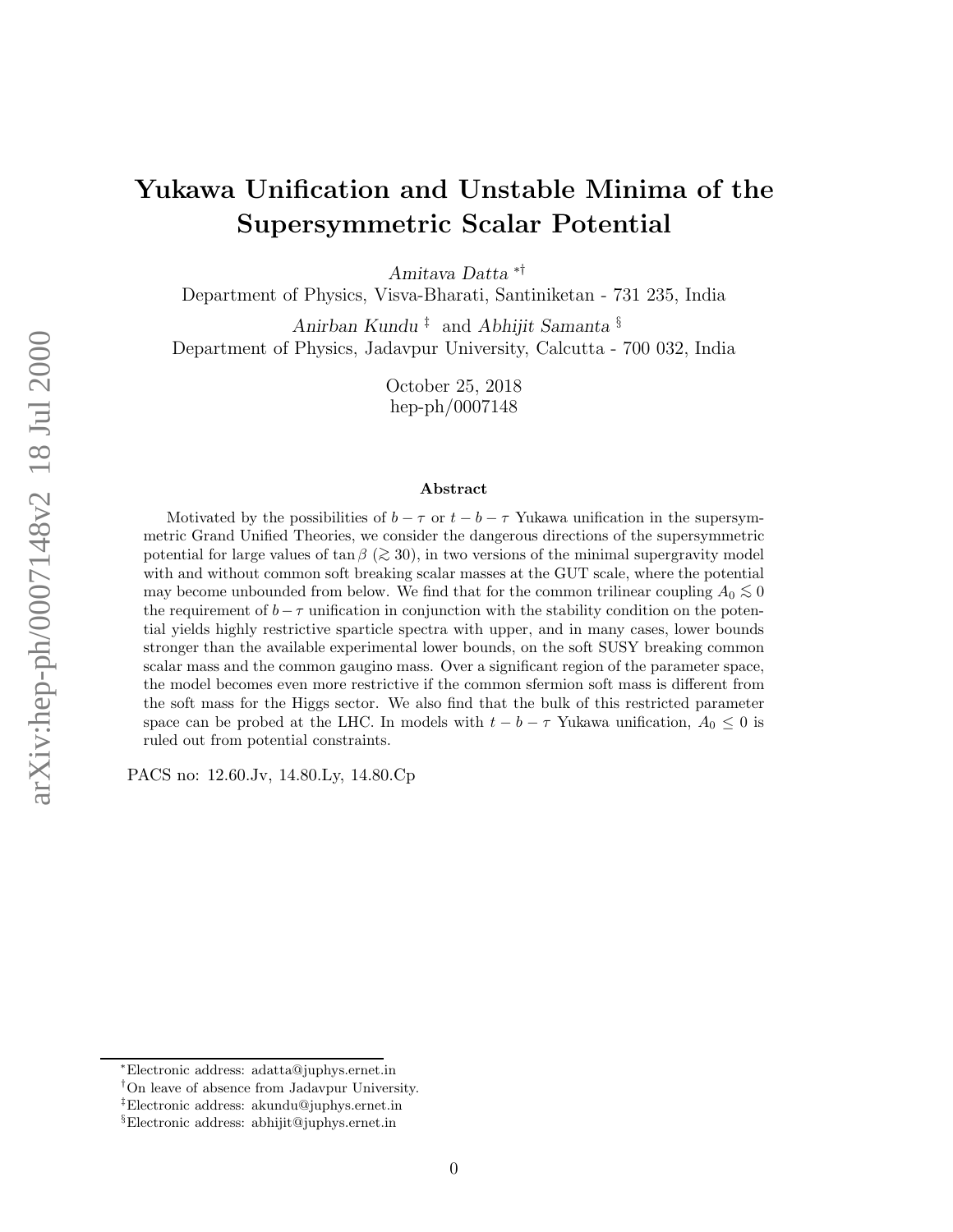# Yukawa Unification and Unstable Minima of the Supersymmetric Scalar Potential

*Amitava Datta* [*†]

Department of Physics, Visva-Bharati, Santiniketan - 731 235, India

*Anirban Kundu* [‡] and *Abhijit Samanta* [§]

Department of Physics, Jadavpur University, Calcutta - 700 032, India

October 25, 2018

hep-ph/0007148

### Abstract

Motivated by the possibilities of $b-\tau$ or $t-b-\tau$ Yukawa unification in the supersymmetric Grand Unified Theories, we consider the dangerous directions of the supersymmetric potential for large values of $\tan\beta$ ($\gtrsim 30$), in two versions of the minimal supergravity model with and without common soft breaking scalar masses at the GUT scale, where the potential may become unbounded from below. We find that for the common trilinear coupling $A_0 \lesssim 0$ the requirement of $b-\tau$ unification in conjunction with the stability condition on the potential yields highly restrictive sparticle spectra with upper, and in many cases, lower bounds stronger than the available experimental lower bounds, on the soft SUSY breaking common scalar mass and the common gaugino mass. Over a significant region of the parameter space, the model becomes even more restrictive if the common sfermion soft mass is different from the soft mass for the Higgs sector. We also find that the bulk of this restricted parameter space can be probed at the LHC. In models with $t-b-\tau$ Yukawa unification, $A_0 \leq 0$ is ruled out from potential constraints.

PACS no: 12.60.Jv, 14.80.Ly, 14.80.Cp

---

[*] Electronic address: adatta@juphys.ernet.in

[†] On leave of absence from Jadavpur University.

[‡] Electronic address: akundu@juphys.ernet.in

[§] Electronic address: abhijit@juphys.ernet.in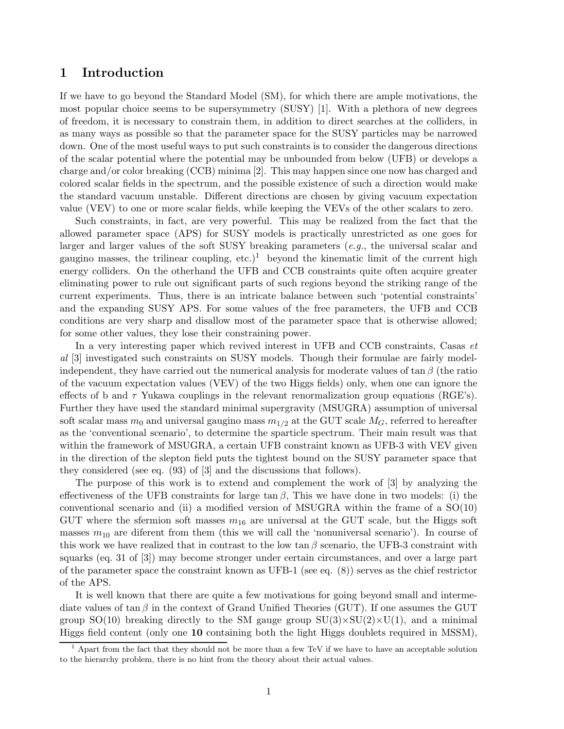# 1 Introduction

If we have to go beyond the Standard Model (SM), for which there are ample motivations, the most popular choice seems to be supersymmetry (SUSY) [1]. With a plethora of new degrees of freedom, it is necessary to constrain them, in addition to direct searches at the colliders, in as many ways as possible so that the parameter space for the SUSY particles may be narrowed down. One of the most useful ways to put such constraints is to consider the dangerous directions of the scalar potential where the potential may be unbounded from below (UFB) or develops a charge and/or color breaking (CCB) minima [2]. This may happen since one now has charged and colored scalar fields in the spectrum, and the possible existence of such a direction would make the standard vacuum unstable. Different directions are chosen by giving vacuum expectation value (VEV) to one or more scalar fields, while keeping the VEVs of the other scalars to zero.

Such constraints, in fact, are very powerful. This may be realized from the fact that the allowed parameter space (APS) for SUSY models is practically unrestricted as one goes for larger and larger values of the soft SUSY breaking parameters (*e.g.*, the universal scalar and gaugino masses, the trilinear coupling, etc.)[1] beyond the kinematic limit of the current high energy colliders. On the otherhand the UFB and CCB constraints quite often acquire greater eliminating power to rule out significant parts of such regions beyond the striking range of the current experiments. Thus, there is an intricate balance between such 'potential constraints' and the expanding SUSY APS. For some values of the free parameters, the UFB and CCB conditions are very sharp and disallow most of the parameter space that is otherwise allowed; for some other values, they lose their constraining power.

In a very interesting paper which revived interest in UFB and CCB constraints, Casas *et al* [3] investigated such constraints on SUSY models. Though their formulae are fairly model-independent, they have carried out the numerical analysis for moderate values of $\tan\beta$ (the ratio of the vacuum expectation values (VEV) of the two Higgs fields) only, when one can ignore the effects of b and $\tau$ Yukawa couplings in the relevant renormalization group equations (RGE's). Further they have used the standard minimal supergravity (MSUGRA) assumption of universal soft scalar mass $m_0$ and universal gaugino mass $m_{1/2}$ at the GUT scale $M_G$, referred to hereafter as the 'conventional scenario', to determine the sparticle spectrum. Their main result was that within the framework of MSUGRA, a certain UFB constraint known as UFB-3 with VEV given in the direction of the slepton field puts the tightest bound on the SUSY parameter space that they considered (see eq. (93) of [3] and the discussions that follows).

The purpose of this work is to extend and complement the work of [3] by analyzing the effectiveness of the UFB constraints for large $\tan\beta$, This we have done in two models: (i) the conventional scenario and (ii) a modified version of MSUGRA within the frame of a SO(10) GUT where the sfermion soft masses $m_{16}$ are universal at the GUT scale, but the Higgs soft masses $m_{10}$ are diferent from them (this we will call the 'nonuniversal scenario'). In course of this work we have realized that in contrast to the low $\tan\beta$ scenario, the UFB-3 constraint with squarks (eq. 31 of [3]) may become stronger under certain circumstances, and over a large part of the parameter space the constraint known as UFB-1 (see eq. (8)) serves as the chief restrictor of the APS.

It is well known that there are quite a few motivations for going beyond small and intermediate values of $\tan\beta$ in the context of Grand Unified Theories (GUT). If one assumes the GUT group SO(10) breaking directly to the SM gauge group SU(3)×SU(2)×U(1), and a minimal Higgs field content (only one **10** containing both the light Higgs doublets required in MSSM),

[1] Apart from the fact that they should not be more than a few TeV if we have to have an acceptable solution to the hierarchy problem, there is no hint from the theory about their actual values.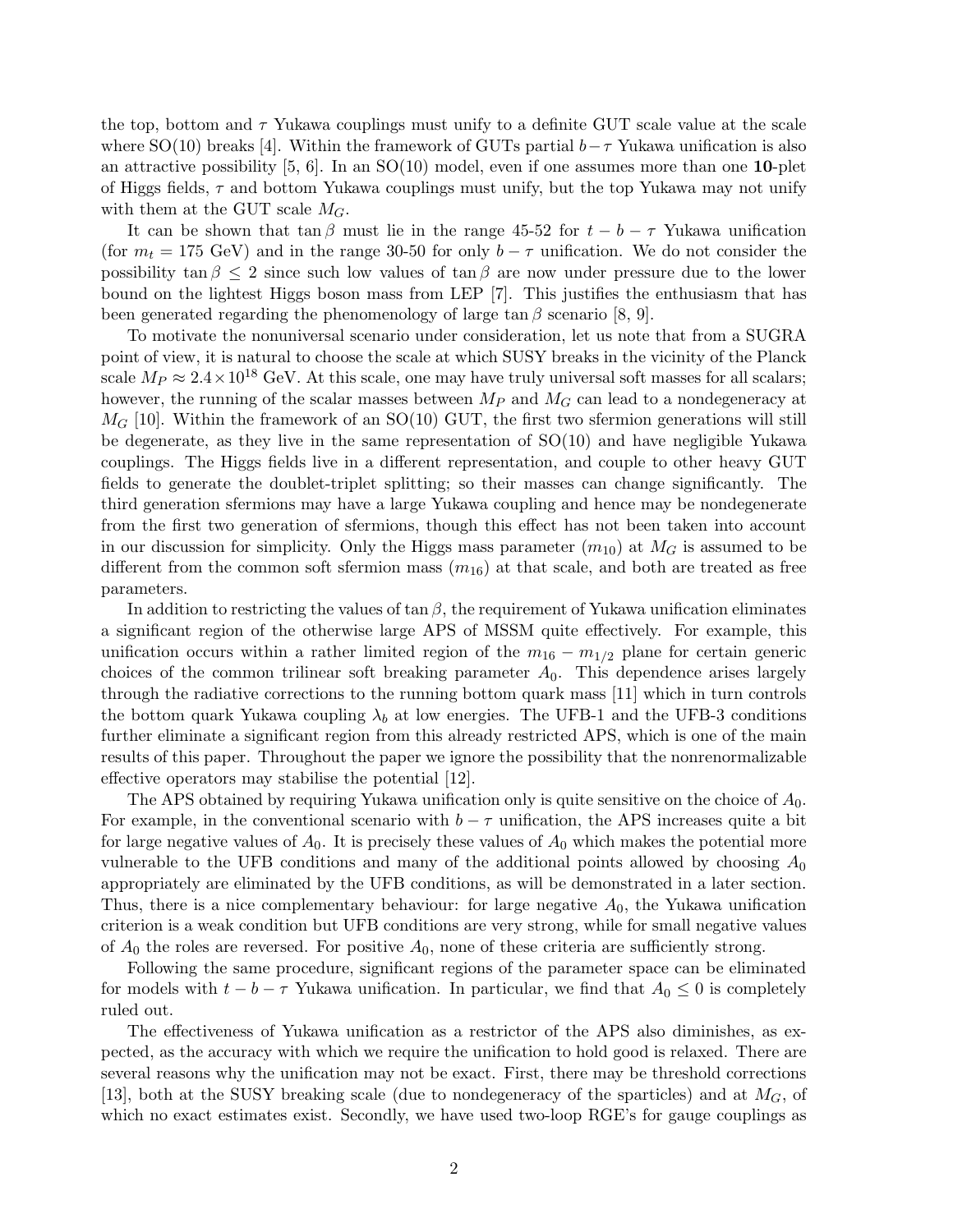the top, bottom and $\tau$ Yukawa couplings must unify to a definite GUT scale value at the scale where SO(10) breaks [4]. Within the framework of GUTs partial $b-\tau$ Yukawa unification is also an attractive possibility [5, 6]. In an SO(10) model, even if one assumes more than one **10**-plet of Higgs fields, $\tau$ and bottom Yukawa couplings must unify, but the top Yukawa may not unify with them at the GUT scale $M_G$.

It can be shown that $\tan\beta$ must lie in the range 45-52 for $t-b-\tau$ Yukawa unification (for $m_t = 175$ GeV) and in the range 30-50 for only $b-\tau$ unification. We do not consider the possibility $\tan\beta \leq 2$ since such low values of $\tan\beta$ are now under pressure due to the lower bound on the lightest Higgs boson mass from LEP [7]. This justifies the enthusiasm that has been generated regarding the phenomenology of large $\tan\beta$ scenario [8, 9].

To motivate the nonuniversal scenario under consideration, let us note that from a SUGRA point of view, it is natural to choose the scale at which SUSY breaks in the vicinity of the Planck scale $M_P \approx 2.4\times 10^{18}$ GeV. At this scale, one may have truly universal soft masses for all scalars; however, the running of the scalar masses between $M_P$ and $M_G$ can lead to a nondegeneracy at $M_G$ [10]. Within the framework of an SO(10) GUT, the first two sfermion generations will still be degenerate, as they live in the same representation of SO(10) and have negligible Yukawa couplings. The Higgs fields live in a different representation, and couple to other heavy GUT fields to generate the doublet-triplet splitting; so their masses can change significantly. The third generation sfermions may have a large Yukawa coupling and hence may be nondegenerate from the first two generation of sfermions, though this effect has not been taken into account in our discussion for simplicity. Only the Higgs mass parameter ($m_{10}$) at $M_G$ is assumed to be different from the common soft sfermion mass ($m_{16}$) at that scale, and both are treated as free parameters.

In addition to restricting the values of $\tan\beta$, the requirement of Yukawa unification eliminates a significant region of the otherwise large APS of MSSM quite effectively. For example, this unification occurs within a rather limited region of the $m_{16} - m_{1/2}$ plane for certain generic choices of the common trilinear soft breaking parameter $A_0$. This dependence arises largely through the radiative corrections to the running bottom quark mass [11] which in turn controls the bottom quark Yukawa coupling $\lambda_b$ at low energies. The UFB-1 and the UFB-3 conditions further eliminate a significant region from this already restricted APS, which is one of the main results of this paper. Throughout the paper we ignore the possibility that the nonrenormalizable effective operators may stabilise the potential [12].

The APS obtained by requiring Yukawa unification only is quite sensitive on the choice of $A_0$. For example, in the conventional scenario with $b-\tau$ unification, the APS increases quite a bit for large negative values of $A_0$. It is precisely these values of $A_0$ which makes the potential more vulnerable to the UFB conditions and many of the additional points allowed by choosing $A_0$ appropriately are eliminated by the UFB conditions, as will be demonstrated in a later section. Thus, there is a nice complementary behaviour: for large negative $A_0$, the Yukawa unification criterion is a weak condition but UFB conditions are very strong, while for small negative values of $A_0$ the roles are reversed. For positive $A_0$, none of these criteria are sufficiently strong.

Following the same procedure, significant regions of the parameter space can be eliminated for models with $t-b-\tau$ Yukawa unification. In particular, we find that $A_0 \leq 0$ is completely ruled out.

The effectiveness of Yukawa unification as a restrictor of the APS also diminishes, as expected, as the accuracy with which we require the unification to hold good is relaxed. There are several reasons why the unification may not be exact. First, there may be threshold corrections [13], both at the SUSY breaking scale (due to nondegeneracy of the sparticles) and at $M_G$, of which no exact estimates exist. Secondly, we have used two-loop RGE's for gauge couplings as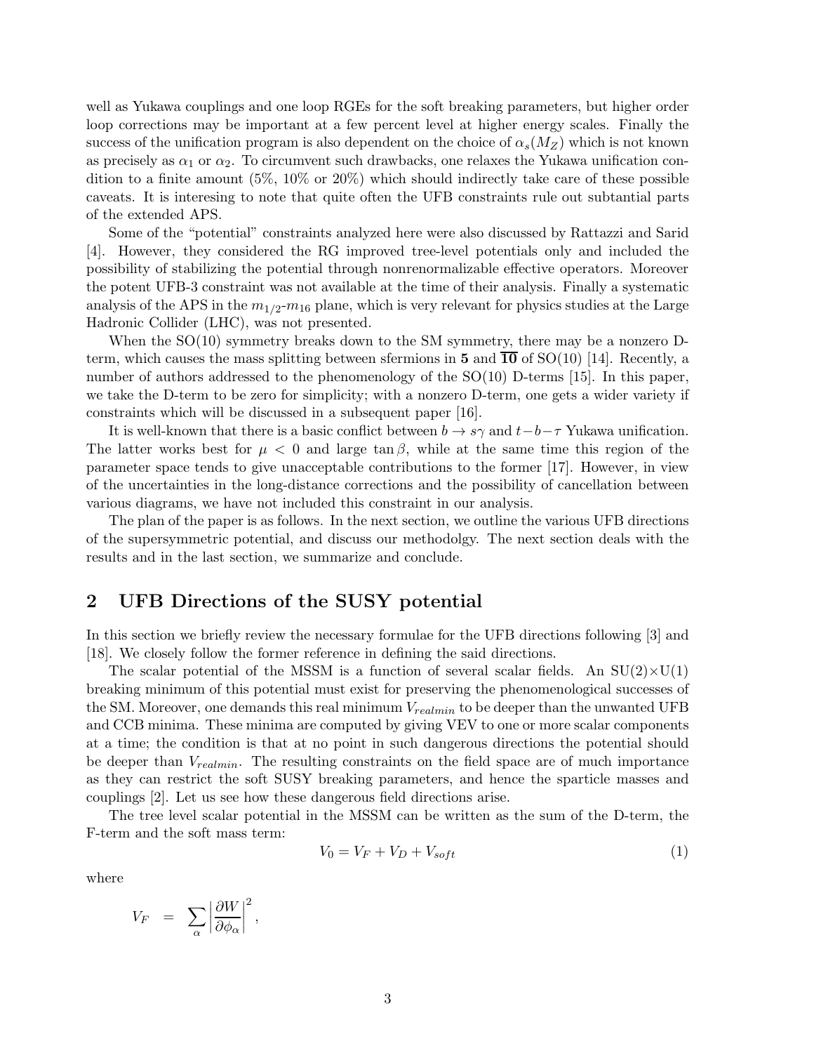well as Yukawa couplings and one loop RGEs for the soft breaking parameters, but higher order loop corrections may be important at a few percent level at higher energy scales. Finally the success of the unification program is also dependent on the choice of $\alpha_s(M_Z)$ which is not known as precisely as $\alpha_1$ or $\alpha_2$. To circumvent such drawbacks, one relaxes the Yukawa unification condition to a finite amount (5%, 10% or 20%) which should indirectly take care of these possible caveats. It is interesing to note that quite often the UFB constraints rule out subtantial parts of the extended APS.

Some of the "potential" constraints analyzed here were also discussed by Rattazzi and Sarid [4]. However, they considered the RG improved tree-level potentials only and included the possibility of stabilizing the potential through nonrenormalizable effective operators. Moreover the potent UFB-3 constraint was not available at the time of their analysis. Finally a systematic analysis of the APS in the $m_{1/2}$-$m_{16}$ plane, which is very relevant for physics studies at the Large Hadronic Collider (LHC), was not presented.

When the SO(10) symmetry breaks down to the SM symmetry, there may be a nonzero D-term, which causes the mass splitting between sfermions in **5** and $\overline{\mathbf{10}}$ of SO(10) [14]. Recently, a number of authors addressed to the phenomenology of the SO(10) D-terms [15]. In this paper, we take the D-term to be zero for simplicity; with a nonzero D-term, one gets a wider variety if constraints which will be discussed in a subsequent paper [16].

It is well-known that there is a basic conflict between $b \to s\gamma$ and $t-b-\tau$ Yukawa unification. The latter works best for $\mu < 0$ and large $\tan\beta$, while at the same time this region of the parameter space tends to give unacceptable contributions to the former [17]. However, in view of the uncertainties in the long-distance corrections and the possibility of cancellation between various diagrams, we have not included this constraint in our analysis.

The plan of the paper is as follows. In the next section, we outline the various UFB directions of the supersymmetric potential, and discuss our methodolgy. The next section deals with the results and in the last section, we summarize and conclude.

## 2 UFB Directions of the SUSY potential

In this section we briefly review the necessary formulae for the UFB directions following [3] and [18]. We closely follow the former reference in defining the said directions.

The scalar potential of the MSSM is a function of several scalar fields. An SU(2)$\times$U(1) breaking minimum of this potential must exist for preserving the phenomenological successes of the SM. Moreover, one demands this real minimum $V_{realmin}$ to be deeper than the unwanted UFB and CCB minima. These minima are computed by giving VEV to one or more scalar components at a time; the condition is that at no point in such dangerous directions the potential should be deeper than $V_{realmin}$. The resulting constraints on the field space are of much importance as they can restrict the soft SUSY breaking parameters, and hence the sparticle masses and couplings [2]. Let us see how these dangerous field directions arise.

The tree level scalar potential in the MSSM can be written as the sum of the D-term, the F-term and the soft mass term:

$$V_0 = V_F + V_D + V_{soft} \tag{1}$$

where

$$V_F = \sum_\alpha \left| \frac{\partial W}{\partial \phi_\alpha} \right|^2 ,$$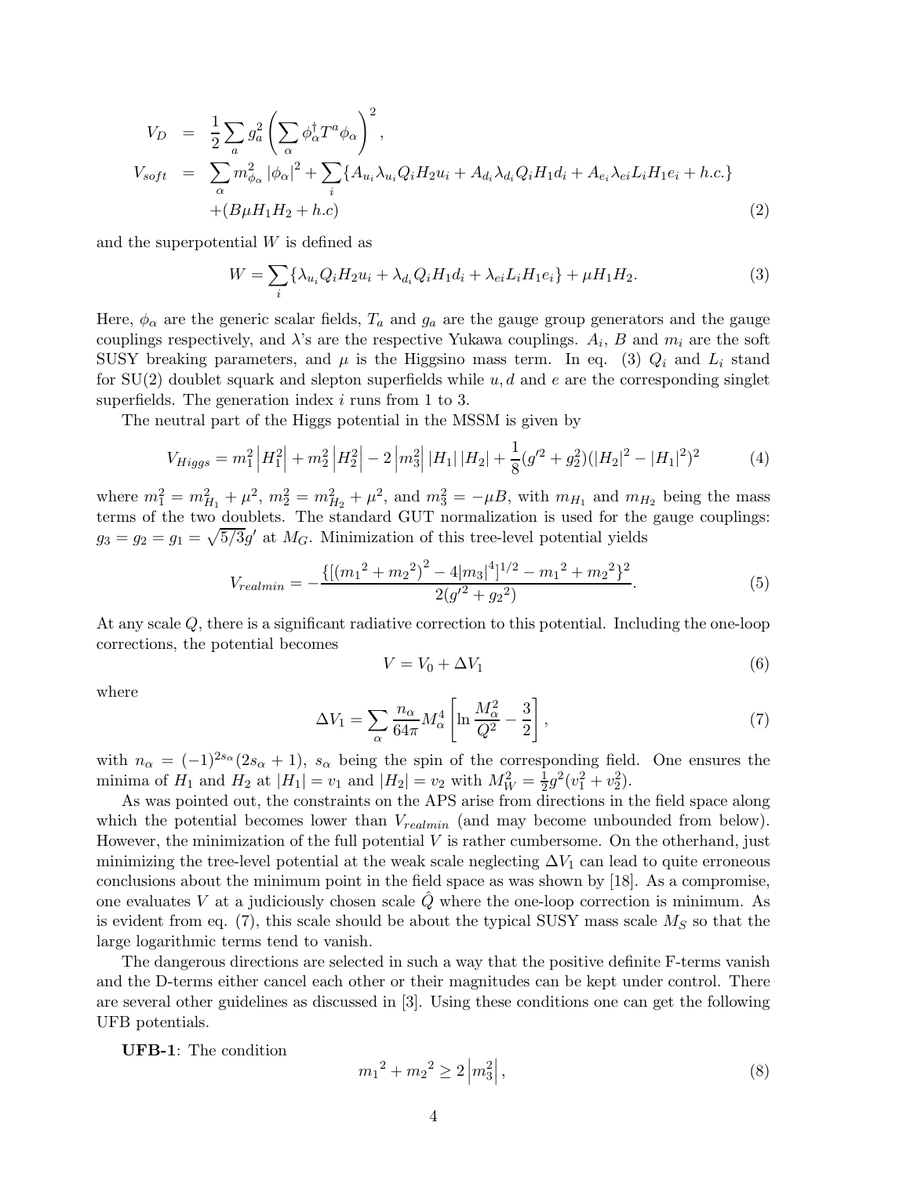$$
\begin{aligned}
V_D &= \frac{1}{2}\sum_a g_a^2 \left(\sum_\alpha \phi_\alpha^\dagger T^a \phi_\alpha\right)^2, \\
V_{soft} &= \sum_\alpha m_{\phi_\alpha}^2 |\phi_\alpha|^2 + \sum_i \{A_{u_i}\lambda_{u_i} Q_i H_2 u_i + A_{d_i}\lambda_{d_i} Q_i H_1 d_i + A_{e_i}\lambda_{ei} L_i H_1 e_i + h.c.\} \\
&\quad + (B\mu H_1 H_2 + h.c)
\end{aligned} \tag{2}
$$

and the superpotential $W$ is defined as

$$
W = \sum_i \{\lambda_{u_i} Q_i H_2 u_i + \lambda_{d_i} Q_i H_1 d_i + \lambda_{ei} L_i H_1 e_i\} + \mu H_1 H_2. \tag{3}
$$

Here, $\phi_\alpha$ are the generic scalar fields, $T_a$ and $g_a$ are the gauge group generators and the gauge couplings respectively, and $\lambda$'s are the respective Yukawa couplings. $A_i$, $B$ and $m_i$ are the soft SUSY breaking parameters, and $\mu$ is the Higgsino mass term. In eq. (3) $Q_i$ and $L_i$ stand for SU(2) doublet squark and slepton superfields while $u, d$ and $e$ are the corresponding singlet superfields. The generation index $i$ runs from 1 to 3.

The neutral part of the Higgs potential in the MSSM is given by

$$
V_{Higgs} = m_1^2 \left|H_1^2\right| + m_2^2 \left|H_2^2\right| - 2\left|m_3^2\right| |H_1| \, |H_2| + \frac{1}{8}(g'^2 + g_2^2)(|H_2|^2 - |H_1|^2)^2 \tag{4}
$$

where $m_1^2 = m_{H_1}^2 + \mu^2$, $m_2^2 = m_{H_2}^2 + \mu^2$, and $m_3^2 = -\mu B$, with $m_{H_1}$ and $m_{H_2}$ being the mass terms of the two doublets. The standard GUT normalization is used for the gauge couplings: $g_3 = g_2 = g_1 = \sqrt{5/3}g'$ at $M_G$. Minimization of this tree-level potential yields

$$
V_{realmin} = -\frac{\{[({m_1}^2 + {m_2}^2)^2 - 4|m_3|^4]^{1/2} - {m_1}^2 + {m_2}^2\}^2}{2({g'}^2 + {g_2}^2)}. \tag{5}
$$

At any scale $Q$, there is a significant radiative correction to this potential. Including the one-loop corrections, the potential becomes

$$
V = V_0 + \Delta V_1 \tag{6}
$$

where

$$
\Delta V_1 = \sum_\alpha \frac{n_\alpha}{64\pi} M_\alpha^4 \left[\ln \frac{M_\alpha^2}{Q^2} - \frac{3}{2}\right], \tag{7}
$$

with $n_\alpha = (-1)^{2s_\alpha}(2s_\alpha + 1)$, $s_\alpha$ being the spin of the corresponding field. One ensures the minima of $H_1$ and $H_2$ at $|H_1| = v_1$ and $|H_2| = v_2$ with $M_W^2 = \frac{1}{2}g^2(v_1^2 + v_2^2)$.

As was pointed out, the constraints on the APS arise from directions in the field space along which the potential becomes lower than $V_{realmin}$ (and may become unbounded from below). However, the minimization of the full potential $V$ is rather cumbersome. On the otherhand, just minimizing the tree-level potential at the weak scale neglecting $\Delta V_1$ can lead to quite erroneous conclusions about the minimum point in the field space as was shown by [18]. As a compromise, one evaluates $V$ at a judiciously chosen scale $\hat{Q}$ where the one-loop correction is minimum. As is evident from eq. (7), this scale should be about the typical SUSY mass scale $M_S$ so that the large logarithmic terms tend to vanish.

The dangerous directions are selected in such a way that the positive definite F-terms vanish and the D-terms either cancel each other or their magnitudes can be kept under control. There are several other guidelines as discussed in [3]. Using these conditions one can get the following UFB potentials.

**UFB-1**: The condition

$$
{m_1}^2 + {m_2}^2 \geq 2\left|m_3^2\right|, \tag{8}
$$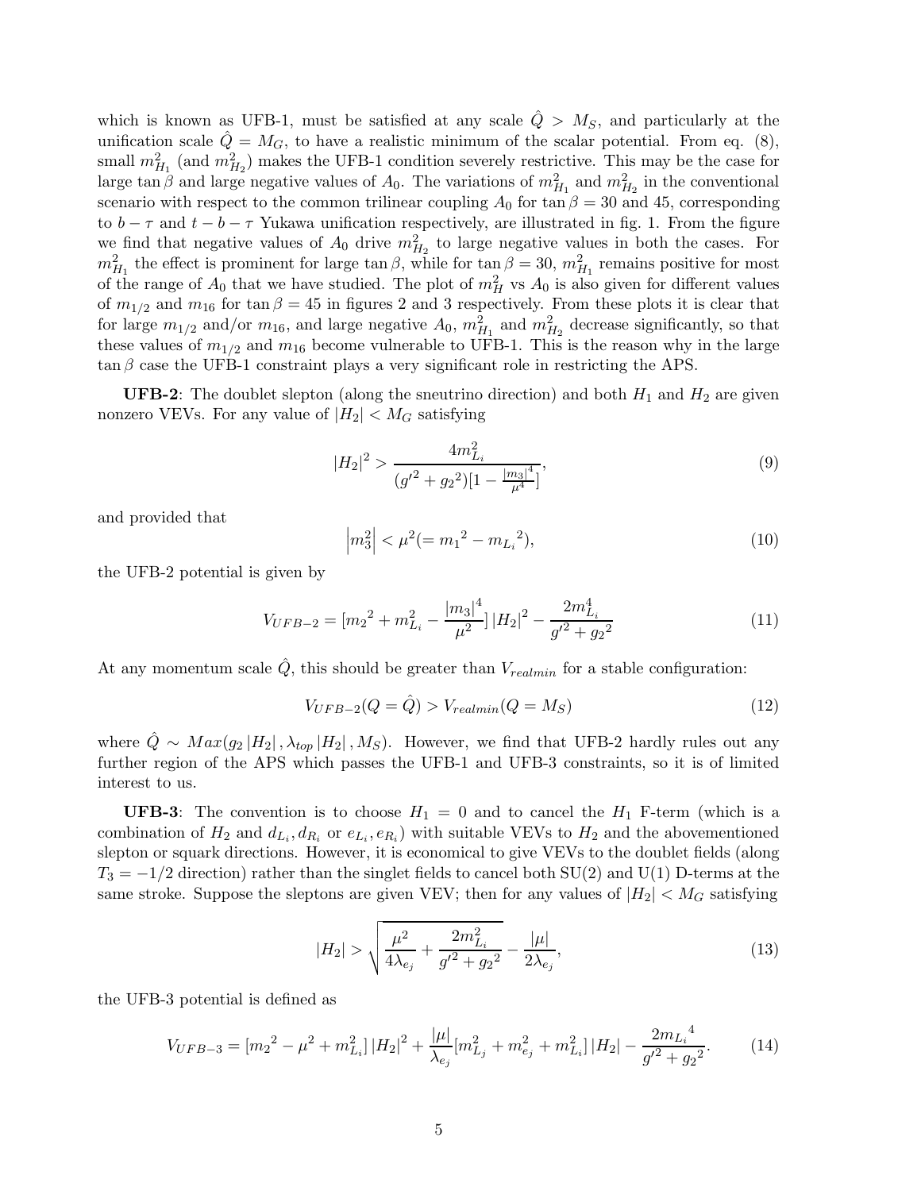which is known as UFB-1, must be satisfied at any scale $\hat{Q} > M_S$, and particularly at the unification scale $\hat{Q} = M_G$, to have a realistic minimum of the scalar potential. From eq. (8), small $m^2_{H_1}$ (and $m^2_{H_2}$) makes the UFB-1 condition severely restrictive. This may be the case for large $\tan\beta$ and large negative values of $A_0$. The variations of $m^2_{H_1}$ and $m^2_{H_2}$ in the conventional scenario with respect to the common trilinear coupling $A_0$ for $\tan\beta = 30$ and 45, corresponding to $b-\tau$ and $t-b-\tau$ Yukawa unification respectively, are illustrated in fig. 1. From the figure we find that negative values of $A_0$ drive $m^2_{H_2}$ to large negative values in both the cases. For $m^2_{H_1}$ the effect is prominent for large $\tan\beta$, while for $\tan\beta = 30$, $m^2_{H_1}$ remains positive for most of the range of $A_0$ that we have studied. The plot of $m^2_H$ vs $A_0$ is also given for different values of $m_{1/2}$ and $m_{16}$ for $\tan\beta = 45$ in figures 2 and 3 respectively. From these plots it is clear that for large $m_{1/2}$ and/or $m_{16}$, and large negative $A_0$, $m^2_{H_1}$ and $m^2_{H_2}$ decrease significantly, so that these values of $m_{1/2}$ and $m_{16}$ become vulnerable to UFB-1. This is the reason why in the large $\tan\beta$ case the UFB-1 constraint plays a very significant role in restricting the APS.

**UFB-2**: The doublet slepton (along the sneutrino direction) and both $H_1$ and $H_2$ are given nonzero VEVs. For any value of $|H_2| < M_G$ satisfying

$$|H_2|^2 > \frac{4m^2_{L_i}}{(g'^2+g_2^2)[1-\frac{|m_3|^4}{\mu^4}]}, \tag{9}$$

and provided that

$$\left|m^2_3\right| < \mu^2 (= {m_1}^2 - {m_{L_i}}^2), \tag{10}$$

the UFB-2 potential is given by

$$V_{UFB-2} = [{m_2}^2 + m^2_{L_i} - \frac{|m_3|^4}{\mu^2}]\,|H_2|^2 - \frac{2m^4_{L_i}}{g'^2+g_2^2} \tag{11}$$

At any momentum scale $\hat{Q}$, this should be greater than $V_{realmin}$ for a stable configuration:

$$V_{UFB-2}(Q=\hat{Q}) > V_{realmin}(Q=M_S) \tag{12}$$

where $\hat{Q} \sim Max(g_2\,|H_2|\,, \lambda_{top}\,|H_2|\,, M_S)$. However, we find that UFB-2 hardly rules out any further region of the APS which passes the UFB-1 and UFB-3 constraints, so it is of limited interest to us.

**UFB-3**: The convention is to choose $H_1 = 0$ and to cancel the $H_1$ F-term (which is a combination of $H_2$ and $d_{L_i}, d_{R_i}$ or $e_{L_i}, e_{R_i}$) with suitable VEVs to $H_2$ and the abovementioned slepton or squark directions. However, it is economical to give VEVs to the doublet fields (along $T_3 = -1/2$ direction) rather than the singlet fields to cancel both SU(2) and U(1) D-terms at the same stroke. Suppose the sleptons are given VEV; then for any values of $|H_2| < M_G$ satisfying

$$|H_2| > \sqrt{\frac{\mu^2}{4\lambda_{e_j}} + \frac{2m^2_{L_i}}{g'^2+{g_2}^2}} - \frac{|\mu|}{2\lambda_{e_j}}, \tag{13}$$

the UFB-3 potential is defined as

$$V_{UFB-3} = [{m_2}^2 - \mu^2 + m^2_{L_i}]\,|H_2|^2 + \frac{|\mu|}{\lambda_{e_j}}[m^2_{L_j} + m^2_{e_j} + m^2_{L_i}]\,|H_2| - \frac{2{m_{L_i}}^4}{g'^2+{g_2}^2}. \tag{14}$$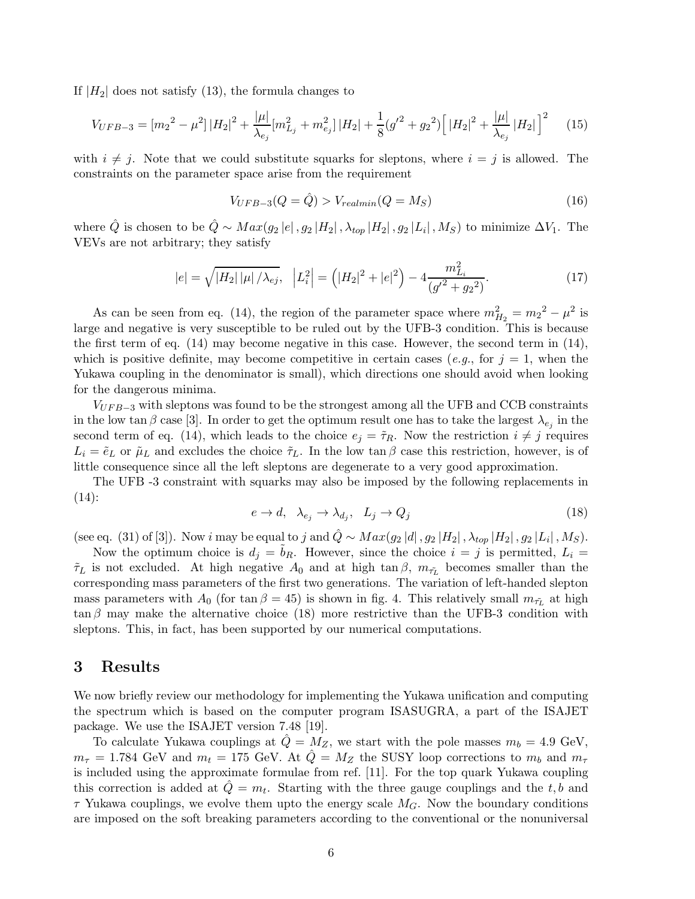If $|H_2|$ does not satisfy (13), the formula changes to

$$V_{UFB-3} = [m_2{}^2 - \mu^2] \, |H_2|^2 + \frac{|\mu|}{\lambda_{e_j}} [m_{L_j}^2 + m_{e_j}^2] \, |H_2| + \frac{1}{8}(g'^2 + g_2{}^2) \Big[ \, |H_2|^2 + \frac{|\mu|}{\lambda_{e_j}} \, |H_2| \Big]^2 \tag{15}$$

with $i \neq j$. Note that we could substitute squarks for sleptons, where $i = j$ is allowed. The constraints on the parameter space arise from the requirement

$$V_{UFB-3}(Q = \hat{Q}) > V_{realmin}(Q = M_S) \tag{16}$$

where $\hat{Q}$ is chosen to be $\hat{Q} \sim Max(g_2 \, |e| \, , g_2 \, |H_2| \, , \lambda_{top} \, |H_2| \, , g_2 \, |L_i| \, , M_S)$ to minimize $\Delta V_1$. The VEVs are not arbitrary; they satisfy

$$|e| = \sqrt{|H_2| \, |\mu| \, / \lambda_{e_j}}, \quad \left| L_i^2 \right| = \left( |H_2|^2 + |e|^2 \right) - 4 \frac{m_{L_i}^2}{(g'^2 + g_2{}^2)}. \tag{17}$$

As can be seen from eq. (14), the region of the parameter space where $m_{H_2}^2 = m_2{}^2 - \mu^2$ is large and negative is very susceptible to be ruled out by the UFB-3 condition. This is because the first term of eq. (14) may become negative in this case. However, the second term in (14), which is positive definite, may become competitive in certain cases (*e.g.*, for $j = 1$, when the Yukawa coupling in the denominator is small), which directions one should avoid when looking for the dangerous minima.

$V_{UFB-3}$ with sleptons was found to be the strongest among all the UFB and CCB constraints in the low $\tan\beta$ case [3]. In order to get the optimum result one has to take the largest $\lambda_{e_j}$ in the second term of eq. (14), which leads to the choice $e_j = \tilde{\tau}_R$. Now the restriction $i \neq j$ requires $L_i = \tilde{e}_L$ or $\tilde{\mu}_L$ and excludes the choice $\tilde{\tau}_L$. In the low $\tan\beta$ case this restriction, however, is of little consequence since all the left sleptons are degenerate to a very good approximation.

The UFB -3 constraint with squarks may also be imposed by the following replacements in (14):

$$e \to d, \quad \lambda_{e_j} \to \lambda_{d_j}, \quad L_j \to Q_j \tag{18}$$

(see eq. (31) of [3]). Now $i$ may be equal to $j$ and $\hat{Q} \sim Max(g_2 \, |d| \, , g_2 \, |H_2| \, , \lambda_{top} \, |H_2| \, , g_2 \, |L_i| \, , M_S)$.

Now the optimum choice is $d_j = \tilde{b}_R$. However, since the choice $i = j$ is permitted, $L_i = \tilde{\tau}_L$ is not excluded. At high negative $A_0$ and at high $\tan\beta$, $m_{\tilde{\tau}_L}$ becomes smaller than the corresponding mass parameters of the first two generations. The variation of left-handed slepton mass parameters with $A_0$ (for $\tan\beta = 45$) is shown in fig. 4. This relatively small $m_{\tilde{\tau}_L}$ at high $\tan\beta$ may make the alternative choice (18) more restrictive than the UFB-3 condition with sleptons. This, in fact, has been supported by our numerical computations.

## 3 Results

We now briefly review our methodology for implementing the Yukawa unification and computing the spectrum which is based on the computer program ISASUGRA, a part of the ISAJET package. We use the ISAJET version 7.48 [19].

To calculate Yukawa couplings at $\hat{Q} = M_Z$, we start with the pole masses $m_b = 4.9$ GeV, $m_\tau = 1.784$ GeV and $m_t = 175$ GeV. At $\hat{Q} = M_Z$ the SUSY loop corrections to $m_b$ and $m_\tau$ is included using the approximate formulae from ref. [11]. For the top quark Yukawa coupling this correction is added at $\hat{Q} = m_t$. Starting with the three gauge couplings and the $t, b$ and $\tau$ Yukawa couplings, we evolve them upto the energy scale $M_G$. Now the boundary conditions are imposed on the soft breaking parameters according to the conventional or the nonuniversal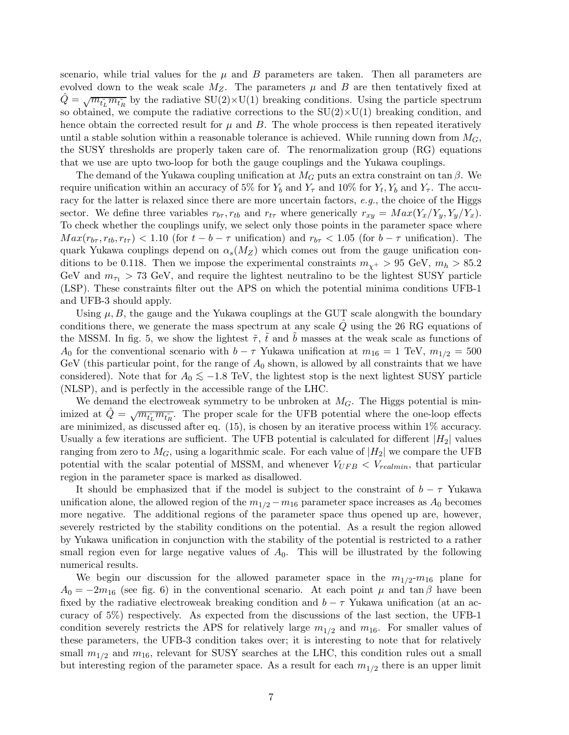scenario, while trial values for the $\mu$ and $B$ parameters are taken. Then all parameters are evolved down to the weak scale $M_Z$. The parameters $\mu$ and $B$ are then tentatively fixed at $\hat{Q} = \sqrt{m_{\tilde{t}_L} m_{\tilde{t}_R}}$ by the radiative SU(2)×U(1) breaking conditions. Using the particle spectrum so obtained, we compute the radiative corrections to the SU(2)×U(1) breaking condition, and hence obtain the corrected result for $\mu$ and $B$. The whole proccess is then repeated iteratively until a stable solution within a reasonable tolerance is achieved. While running down from $M_G$, the SUSY thresholds are properly taken care of. The renormalization group (RG) equations that we use are upto two-loop for both the gauge couplings and the Yukawa couplings.

The demand of the Yukawa coupling unification at $M_G$ puts an extra constraint on $\tan\beta$. We require unification within an accuracy of 5% for $Y_b$ and $Y_\tau$ and 10% for $Y_t, Y_b$ and $Y_\tau$. The accuracy for the latter is relaxed since there are more uncertain factors, *e.g.*, the choice of the Higgs sector. We define three variables $r_{b\tau}, r_{tb}$ and $r_{t\tau}$ where generically $r_{xy} = Max(Y_x/Y_y, Y_y/Y_x)$. To check whether the couplings unify, we select only those points in the parameter space where $Max(r_{b\tau}, r_{tb}, r_{t\tau}) < 1.10$ (for $t-b-\tau$ unification) and $r_{b\tau} < 1.05$ (for $b-\tau$ unification). The quark Yukawa couplings depend on $\alpha_s(M_Z)$ which comes out from the gauge unification conditions to be 0.118. Then we impose the experimental constraints $m_{\chi^+} > 95$ GeV, $m_h > 85.2$ GeV and $m_{\tau_1} > 73$ GeV, and require the lightest neutralino to be the lightest SUSY particle (LSP). These constraints filter out the APS on which the potential minima conditions UFB-1 and UFB-3 should apply.

Using $\mu, B$, the gauge and the Yukawa couplings at the GUT scale alongwith the boundary conditions there, we generate the mass spectrum at any scale $\hat{Q}$ using the 26 RG equations of the MSSM. In fig. 5, we show the lightest $\tilde{\tau}$, $\tilde{t}$ and $\tilde{b}$ masses at the weak scale as functions of $A_0$ for the conventional scenario with $b-\tau$ Yukawa unification at $m_{16} = 1$ TeV, $m_{1/2} = 500$ GeV (this particular point, for the range of $A_0$ shown, is allowed by all constraints that we have considered). Note that for $A_0 \lesssim -1.8$ TeV, the lightest stop is the next lightest SUSY particle (NLSP), and is perfectly in the accessible range of the LHC.

We demand the electroweak symmetry to be unbroken at $M_G$. The Higgs potential is minimized at $\hat{Q} = \sqrt{m_{\tilde{t}_L} m_{\tilde{t}_R}}$. The proper scale for the UFB potential where the one-loop effects are minimized, as discussed after eq. (15), is chosen by an iterative process within 1% accuracy. Usually a few iterations are sufficient. The UFB potential is calculated for different $|H_2|$ values ranging from zero to $M_G$, using a logarithmic scale. For each value of $|H_2|$ we compare the UFB potential with the scalar potential of MSSM, and whenever $V_{UFB} < V_{realmin}$, that particular region in the parameter space is marked as disallowed.

It should be emphasized that if the model is subject to the constraint of $b-\tau$ Yukawa unification alone, the allowed region of the $m_{1/2} - m_{16}$ parameter space increases as $A_0$ becomes more negative. The additional regions of the parameter space thus opened up are, however, severely restricted by the stability conditions on the potential. As a result the region allowed by Yukawa unification in conjunction with the stability of the potential is restricted to a rather small region even for large negative values of $A_0$. This will be illustrated by the following numerical results.

We begin our discussion for the allowed parameter space in the $m_{1/2}$-$m_{16}$ plane for $A_0 = -2m_{16}$ (see fig. 6) in the conventional scenario. At each point $\mu$ and $\tan\beta$ have been fixed by the radiative electroweak breaking condition and $b-\tau$ Yukawa unification (at an accuracy of 5%) respectively. As expected from the discussions of the last section, the UFB-1 condition severely restricts the APS for relatively large $m_{1/2}$ and $m_{16}$. For smaller values of these parameters, the UFB-3 condition takes over; it is interesting to note that for relatively small $m_{1/2}$ and $m_{16}$, relevant for SUSY searches at the LHC, this condition rules out a small but interesting region of the parameter space. As a result for each $m_{1/2}$ there is an upper limit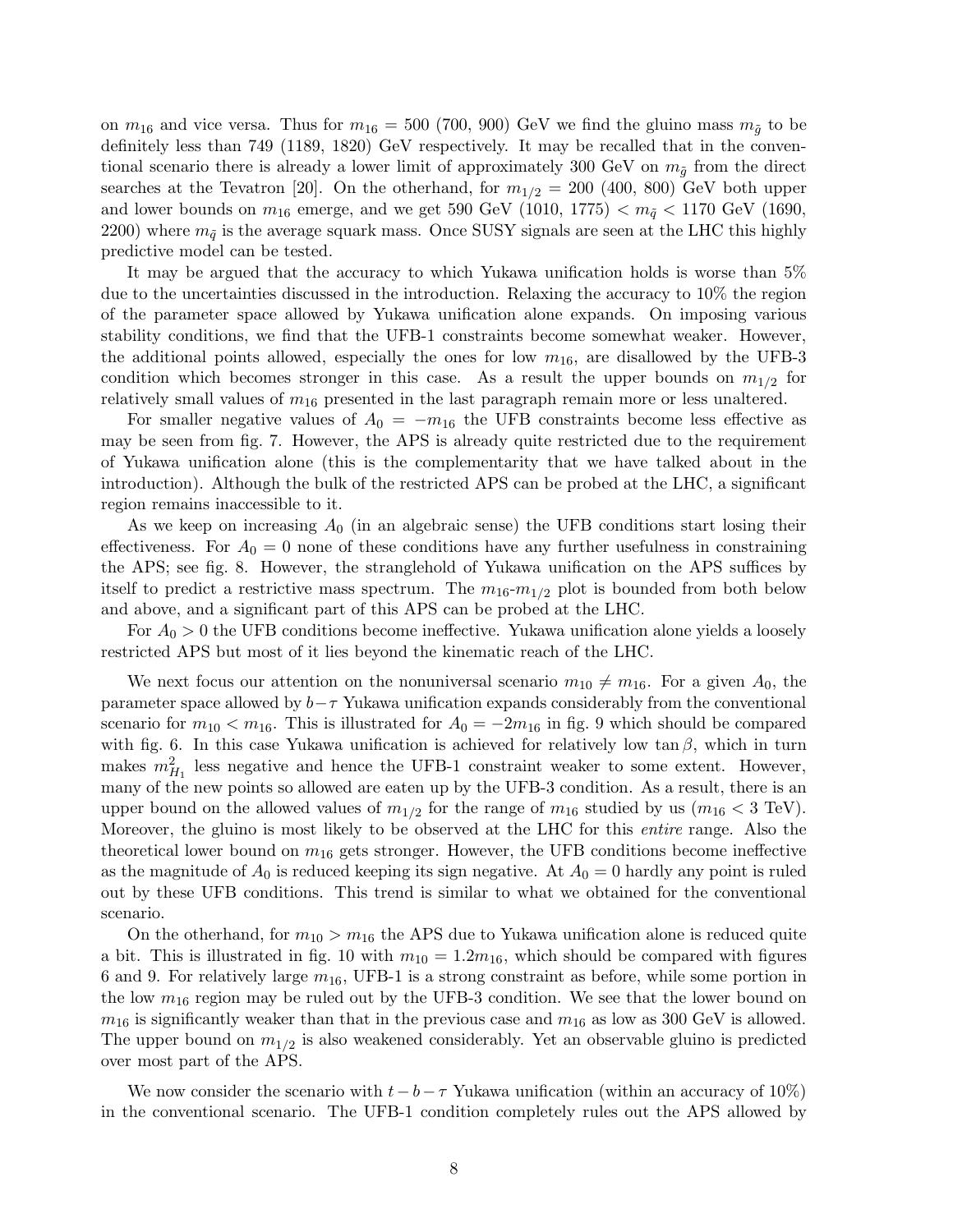on $m_{16}$ and vice versa. Thus for $m_{16} = 500$ (700, 900) GeV we find the gluino mass $m_{\tilde{g}}$ to be definitely less than 749 (1189, 1820) GeV respectively. It may be recalled that in the conventional scenario there is already a lower limit of approximately 300 GeV on $m_{\tilde{g}}$ from the direct searches at the Tevatron [20]. On the otherhand, for $m_{1/2} = 200$ (400, 800) GeV both upper and lower bounds on $m_{16}$ emerge, and we get 590 GeV (1010, 1775) $< m_{\tilde{q}} <$ 1170 GeV (1690, 2200) where $m_{\tilde{q}}$ is the average squark mass. Once SUSY signals are seen at the LHC this highly predictive model can be tested.

It may be argued that the accuracy to which Yukawa unification holds is worse than 5% due to the uncertainties discussed in the introduction. Relaxing the accuracy to 10% the region of the parameter space allowed by Yukawa unification alone expands. On imposing various stability conditions, we find that the UFB-1 constraints become somewhat weaker. However, the additional points allowed, especially the ones for low $m_{16}$, are disallowed by the UFB-3 condition which becomes stronger in this case. As a result the upper bounds on $m_{1/2}$ for relatively small values of $m_{16}$ presented in the last paragraph remain more or less unaltered.

For smaller negative values of $A_0 = -m_{16}$ the UFB constraints become less effective as may be seen from fig. 7. However, the APS is already quite restricted due to the requirement of Yukawa unification alone (this is the complementarity that we have talked about in the introduction). Although the bulk of the restricted APS can be probed at the LHC, a significant region remains inaccessible to it.

As we keep on increasing $A_0$ (in an algebraic sense) the UFB conditions start losing their effectiveness. For $A_0 = 0$ none of these conditions have any further usefulness in constraining the APS; see fig. 8. However, the stranglehold of Yukawa unification on the APS suffices by itself to predict a restrictive mass spectrum. The $m_{16}$-$m_{1/2}$ plot is bounded from both below and above, and a significant part of this APS can be probed at the LHC.

For $A_0 > 0$ the UFB conditions become ineffective. Yukawa unification alone yields a loosely restricted APS but most of it lies beyond the kinematic reach of the LHC.

We next focus our attention on the nonuniversal scenario $m_{10} \neq m_{16}$. For a given $A_0$, the parameter space allowed by $b-\tau$ Yukawa unification expands considerably from the conventional scenario for $m_{10} < m_{16}$. This is illustrated for $A_0 = -2m_{16}$ in fig. 9 which should be compared with fig. 6. In this case Yukawa unification is achieved for relatively low $\tan\beta$, which in turn makes $m^2_{H_1}$ less negative and hence the UFB-1 constraint weaker to some extent. However, many of the new points so allowed are eaten up by the UFB-3 condition. As a result, there is an upper bound on the allowed values of $m_{1/2}$ for the range of $m_{16}$ studied by us ($m_{16} < 3$ TeV). Moreover, the gluino is most likely to be observed at the LHC for this *entire* range. Also the theoretical lower bound on $m_{16}$ gets stronger. However, the UFB conditions become ineffective as the magnitude of $A_0$ is reduced keeping its sign negative. At $A_0 = 0$ hardly any point is ruled out by these UFB conditions. This trend is similar to what we obtained for the conventional scenario.

On the otherhand, for $m_{10} > m_{16}$ the APS due to Yukawa unification alone is reduced quite a bit. This is illustrated in fig. 10 with $m_{10} = 1.2m_{16}$, which should be compared with figures 6 and 9. For relatively large $m_{16}$, UFB-1 is a strong constraint as before, while some portion in the low $m_{16}$ region may be ruled out by the UFB-3 condition. We see that the lower bound on $m_{16}$ is significantly weaker than that in the previous case and $m_{16}$ as low as 300 GeV is allowed. The upper bound on $m_{1/2}$ is also weakened considerably. Yet an observable gluino is predicted over most part of the APS.

We now consider the scenario with $t-b-\tau$ Yukawa unification (within an accuracy of 10%) in the conventional scenario. The UFB-1 condition completely rules out the APS allowed by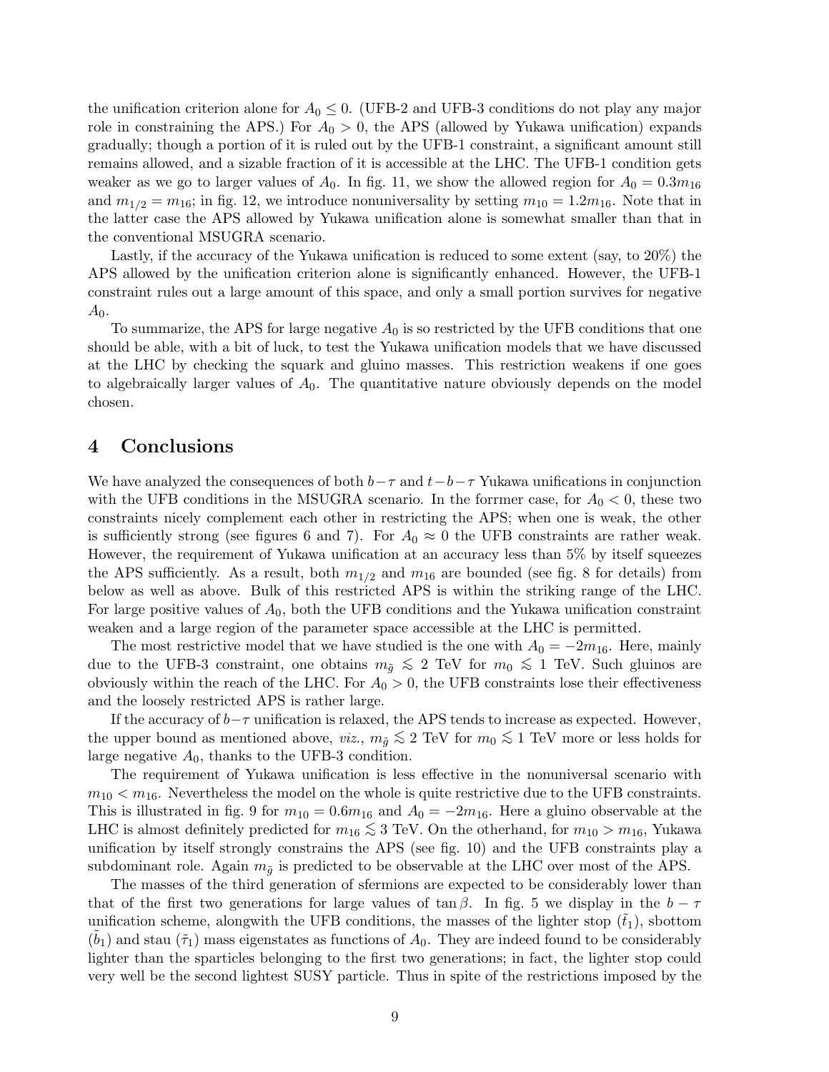the unification criterion alone for $A_0 \leq 0$. (UFB-2 and UFB-3 conditions do not play any major role in constraining the APS.) For $A_0 > 0$, the APS (allowed by Yukawa unification) expands gradually; though a portion of it is ruled out by the UFB-1 constraint, a significant amount still remains allowed, and a sizable fraction of it is accessible at the LHC. The UFB-1 condition gets weaker as we go to larger values of $A_0$. In fig. 11, we show the allowed region for $A_0 = 0.3m_{16}$ and $m_{1/2} = m_{16}$; in fig. 12, we introduce nonuniversality by setting $m_{10} = 1.2m_{16}$. Note that in the latter case the APS allowed by Yukawa unification alone is somewhat smaller than that in the conventional MSUGRA scenario.

Lastly, if the accuracy of the Yukawa unification is reduced to some extent (say, to 20%) the APS allowed by the unification criterion alone is significantly enhanced. However, the UFB-1 constraint rules out a large amount of this space, and only a small portion survives for negative $A_0$.

To summarize, the APS for large negative $A_0$ is so restricted by the UFB conditions that one should be able, with a bit of luck, to test the Yukawa unification models that we have discussed at the LHC by checking the squark and gluino masses. This restriction weakens if one goes to algebraically larger values of $A_0$. The quantitative nature obviously depends on the model chosen.

## 4 Conclusions

We have analyzed the consequences of both $b-\tau$ and $t-b-\tau$ Yukawa unifications in conjunction with the UFB conditions in the MSUGRA scenario. In the forrmer case, for $A_0 < 0$, these two constraints nicely complement each other in restricting the APS; when one is weak, the other is sufficiently strong (see figures 6 and 7). For $A_0 \approx 0$ the UFB constraints are rather weak. However, the requirement of Yukawa unification at an accuracy less than 5% by itself squeezes the APS sufficiently. As a result, both $m_{1/2}$ and $m_{16}$ are bounded (see fig. 8 for details) from below as well as above. Bulk of this restricted APS is within the striking range of the LHC. For large positive values of $A_0$, both the UFB conditions and the Yukawa unification constraint weaken and a large region of the parameter space accessible at the LHC is permitted.

The most restrictive model that we have studied is the one with $A_0 = -2m_{16}$. Here, mainly due to the UFB-3 constraint, one obtains $m_{\tilde{g}} \lesssim 2$ TeV for $m_0 \lesssim 1$ TeV. Such gluinos are obviously within the reach of the LHC. For $A_0 > 0$, the UFB constraints lose their effectiveness and the loosely restricted APS is rather large.

If the accuracy of $b-\tau$ unification is relaxed, the APS tends to increase as expected. However, the upper bound as mentioned above, *viz.*, $m_{\tilde{g}} \lesssim 2$ TeV for $m_0 \lesssim 1$ TeV more or less holds for large negative $A_0$, thanks to the UFB-3 condition.

The requirement of Yukawa unification is less effective in the nonuniversal scenario with $m_{10} < m_{16}$. Nevertheless the model on the whole is quite restrictive due to the UFB constraints. This is illustrated in fig. 9 for $m_{10} = 0.6m_{16}$ and $A_0 = -2m_{16}$. Here a gluino observable at the LHC is almost definitely predicted for $m_{16} \lesssim 3$ TeV. On the otherhand, for $m_{10} > m_{16}$, Yukawa unification by itself strongly constrains the APS (see fig. 10) and the UFB constraints play a subdominant role. Again $m_{\tilde{g}}$ is predicted to be observable at the LHC over most of the APS.

The masses of the third generation of sfermions are expected to be considerably lower than that of the first two generations for large values of $\tan\beta$. In fig. 5 we display in the $b-\tau$ unification scheme, alongwith the UFB conditions, the masses of the lighter stop ($\tilde{t}_1$), sbottom ($\tilde{b}_1$) and stau ($\tilde{\tau}_1$) mass eigenstates as functions of $A_0$. They are indeed found to be considerably lighter than the sparticles belonging to the first two generations; in fact, the lighter stop could very well be the second lightest SUSY particle. Thus in spite of the restrictions imposed by the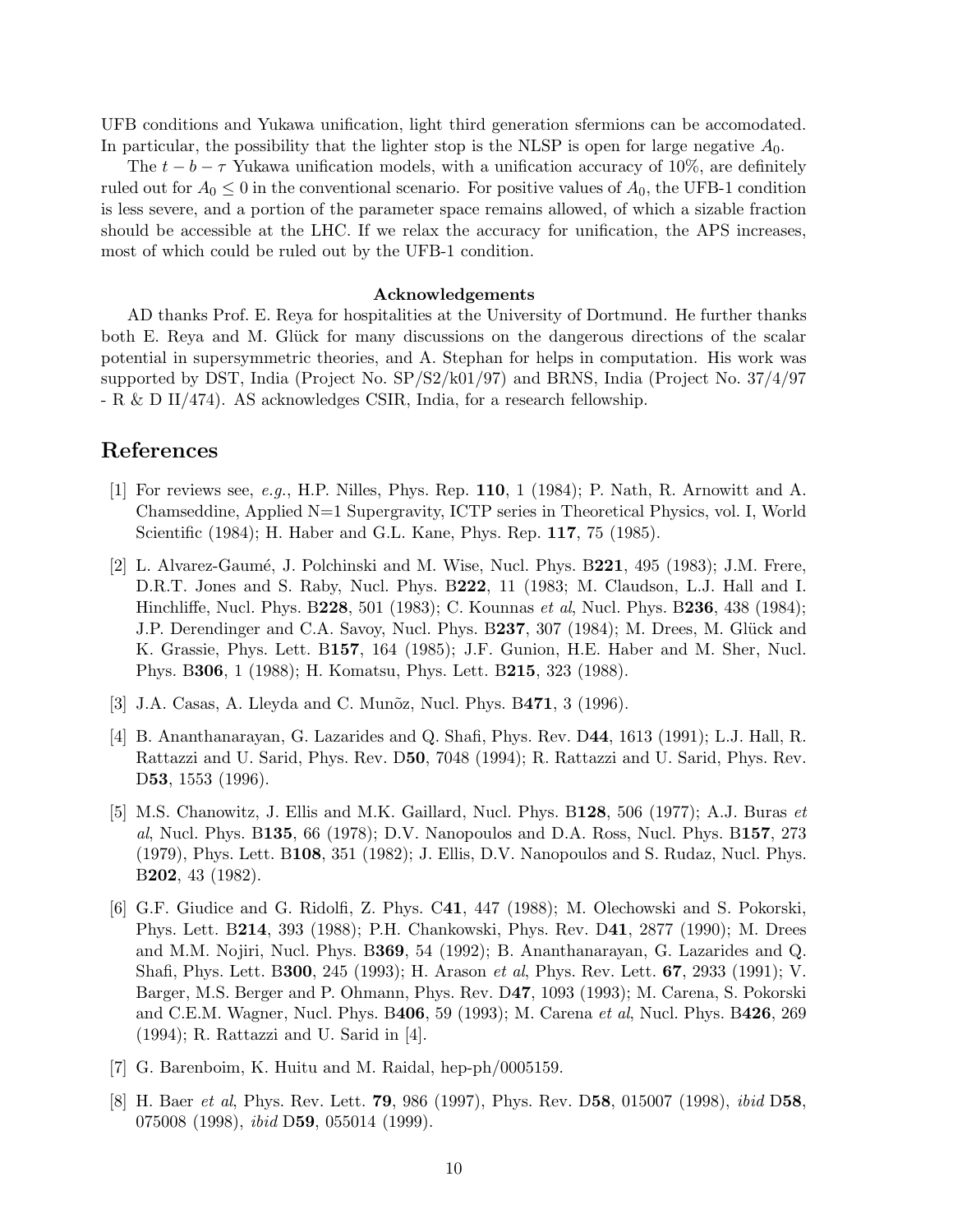UFB conditions and Yukawa unification, light third generation sfermions can be accomodated. In particular, the possibility that the lighter stop is the NLSP is open for large negative $A_0$.

The $t - b - \tau$ Yukawa unification models, with a unification accuracy of 10%, are definitely ruled out for $A_0 \leq 0$ in the conventional scenario. For positive values of $A_0$, the UFB-1 condition is less severe, and a portion of the parameter space remains allowed, of which a sizable fraction should be accessible at the LHC. If we relax the accuracy for unification, the APS increases, most of which could be ruled out by the UFB-1 condition.

**Acknowledgements**

AD thanks Prof. E. Reya for hospitalities at the University of Dortmund. He further thanks both E. Reya and M. Glück for many discussions on the dangerous directions of the scalar potential in supersymmetric theories, and A. Stephan for helps in computation. His work was supported by DST, India (Project No. SP/S2/k01/97) and BRNS, India (Project No. 37/4/97 - R & D II/474). AS acknowledges CSIR, India, for a research fellowship.

## References

[1] For reviews see, *e.g.*, H.P. Nilles, Phys. Rep. **110**, 1 (1984); P. Nath, R. Arnowitt and A. Chamseddine, Applied N=1 Supergravity, ICTP series in Theoretical Physics, vol. I, World Scientific (1984); H. Haber and G.L. Kane, Phys. Rep. **117**, 75 (1985).

[2] L. Alvarez-Gaumé, J. Polchinski and M. Wise, Nucl. Phys. B**221**, 495 (1983); J.M. Frere, D.R.T. Jones and S. Raby, Nucl. Phys. B**222**, 11 (1983; M. Claudson, L.J. Hall and I. Hinchliffe, Nucl. Phys. B**228**, 501 (1983); C. Kounnas *et al*, Nucl. Phys. B**236**, 438 (1984); J.P. Derendinger and C.A. Savoy, Nucl. Phys. B**237**, 307 (1984); M. Drees, M. Glück and K. Grassie, Phys. Lett. B**157**, 164 (1985); J.F. Gunion, H.E. Haber and M. Sher, Nucl. Phys. B**306**, 1 (1988); H. Komatsu, Phys. Lett. B**215**, 323 (1988).

[3] J.A. Casas, A. Lleyda and C. Munõz, Nucl. Phys. B**471**, 3 (1996).

[4] B. Ananthanarayan, G. Lazarides and Q. Shafi, Phys. Rev. D**44**, 1613 (1991); L.J. Hall, R. Rattazzi and U. Sarid, Phys. Rev. D**50**, 7048 (1994); R. Rattazzi and U. Sarid, Phys. Rev. D**53**, 1553 (1996).

[5] M.S. Chanowitz, J. Ellis and M.K. Gaillard, Nucl. Phys. B**128**, 506 (1977); A.J. Buras *et al*, Nucl. Phys. B**135**, 66 (1978); D.V. Nanopoulos and D.A. Ross, Nucl. Phys. B**157**, 273 (1979), Phys. Lett. B**108**, 351 (1982); J. Ellis, D.V. Nanopoulos and S. Rudaz, Nucl. Phys. B**202**, 43 (1982).

[6] G.F. Giudice and G. Ridolfi, Z. Phys. C**41**, 447 (1988); M. Olechowski and S. Pokorski, Phys. Lett. B**214**, 393 (1988); P.H. Chankowski, Phys. Rev. D**41**, 2877 (1990); M. Drees and M.M. Nojiri, Nucl. Phys. B**369**, 54 (1992); B. Ananthanarayan, G. Lazarides and Q. Shafi, Phys. Lett. B**300**, 245 (1993); H. Arason *et al*, Phys. Rev. Lett. **67**, 2933 (1991); V. Barger, M.S. Berger and P. Ohmann, Phys. Rev. D**47**, 1093 (1993); M. Carena, S. Pokorski and C.E.M. Wagner, Nucl. Phys. B**406**, 59 (1993); M. Carena *et al*, Nucl. Phys. B**426**, 269 (1994); R. Rattazzi and U. Sarid in [4].

[7] G. Barenboim, K. Huitu and M. Raidal, hep-ph/0005159.

[8] H. Baer *et al*, Phys. Rev. Lett. **79**, 986 (1997), Phys. Rev. D**58**, 015007 (1998), *ibid* D**58**, 075008 (1998), *ibid* D**59**, 055014 (1999).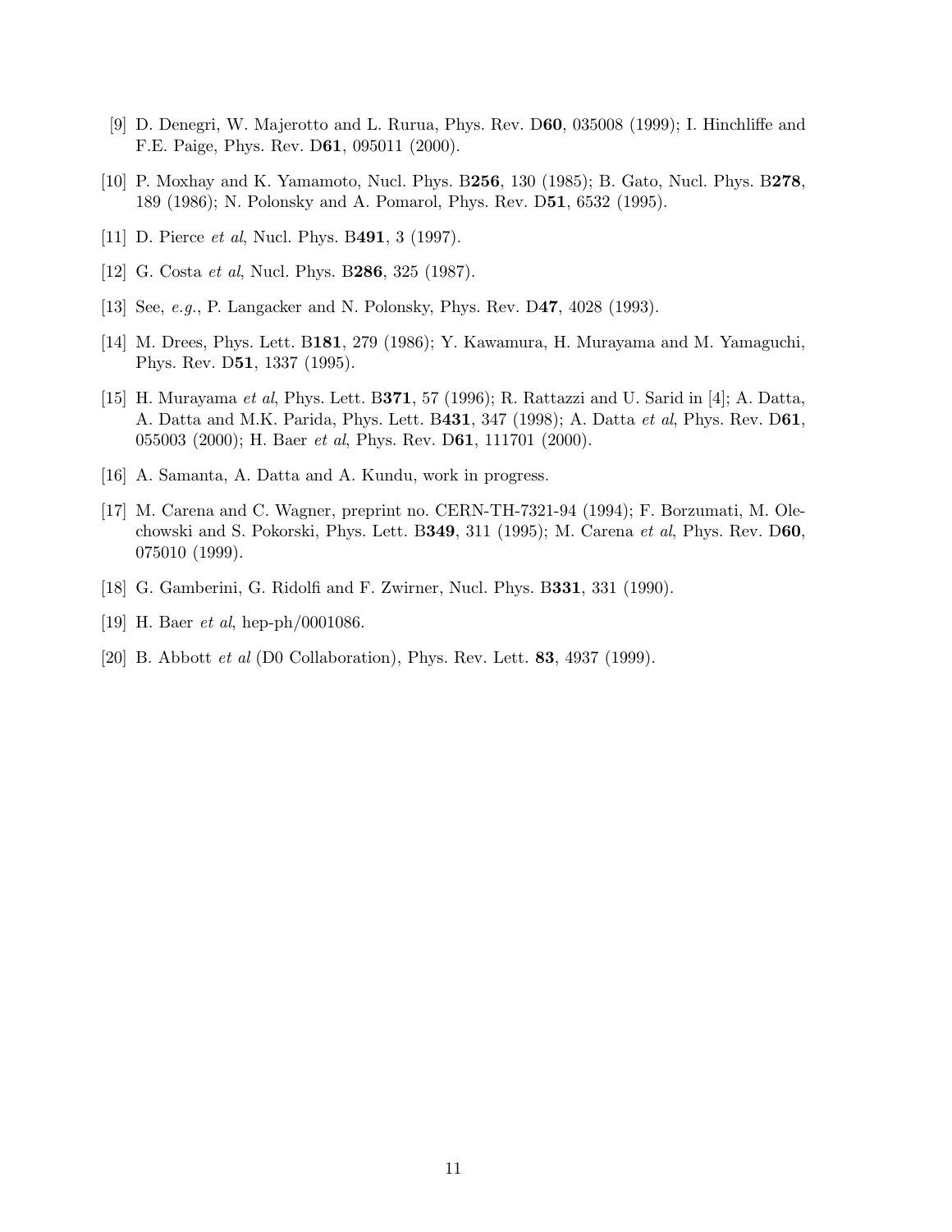[9] D. Denegri, W. Majerotto and L. Rurua, Phys. Rev. D**60**, 035008 (1999); I. Hinchliffe and F.E. Paige, Phys. Rev. D**61**, 095011 (2000).

[10] P. Moxhay and K. Yamamoto, Nucl. Phys. B**256**, 130 (1985); B. Gato, Nucl. Phys. B**278**, 189 (1986); N. Polonsky and A. Pomarol, Phys. Rev. D**51**, 6532 (1995).

[11] D. Pierce *et al*, Nucl. Phys. B**491**, 3 (1997).

[12] G. Costa *et al*, Nucl. Phys. B**286**, 325 (1987).

[13] See, *e.g.*, P. Langacker and N. Polonsky, Phys. Rev. D**47**, 4028 (1993).

[14] M. Drees, Phys. Lett. B**181**, 279 (1986); Y. Kawamura, H. Murayama and M. Yamaguchi, Phys. Rev. D**51**, 1337 (1995).

[15] H. Murayama *et al*, Phys. Lett. B**371**, 57 (1996); R. Rattazzi and U. Sarid in [4]; A. Datta, A. Datta and M.K. Parida, Phys. Lett. B**431**, 347 (1998); A. Datta *et al*, Phys. Rev. D**61**, 055003 (2000); H. Baer *et al*, Phys. Rev. D**61**, 111701 (2000).

[16] A. Samanta, A. Datta and A. Kundu, work in progress.

[17] M. Carena and C. Wagner, preprint no. CERN-TH-7321-94 (1994); F. Borzumati, M. Olechowski and S. Pokorski, Phys. Lett. B**349**, 311 (1995); M. Carena *et al*, Phys. Rev. D**60**, 075010 (1999).

[18] G. Gamberini, G. Ridolfi and F. Zwirner, Nucl. Phys. B**331**, 331 (1990).

[19] H. Baer *et al*, hep-ph/0001086.

[20] B. Abbott *et al* (D0 Collaboration), Phys. Rev. Lett. **83**, 4937 (1999).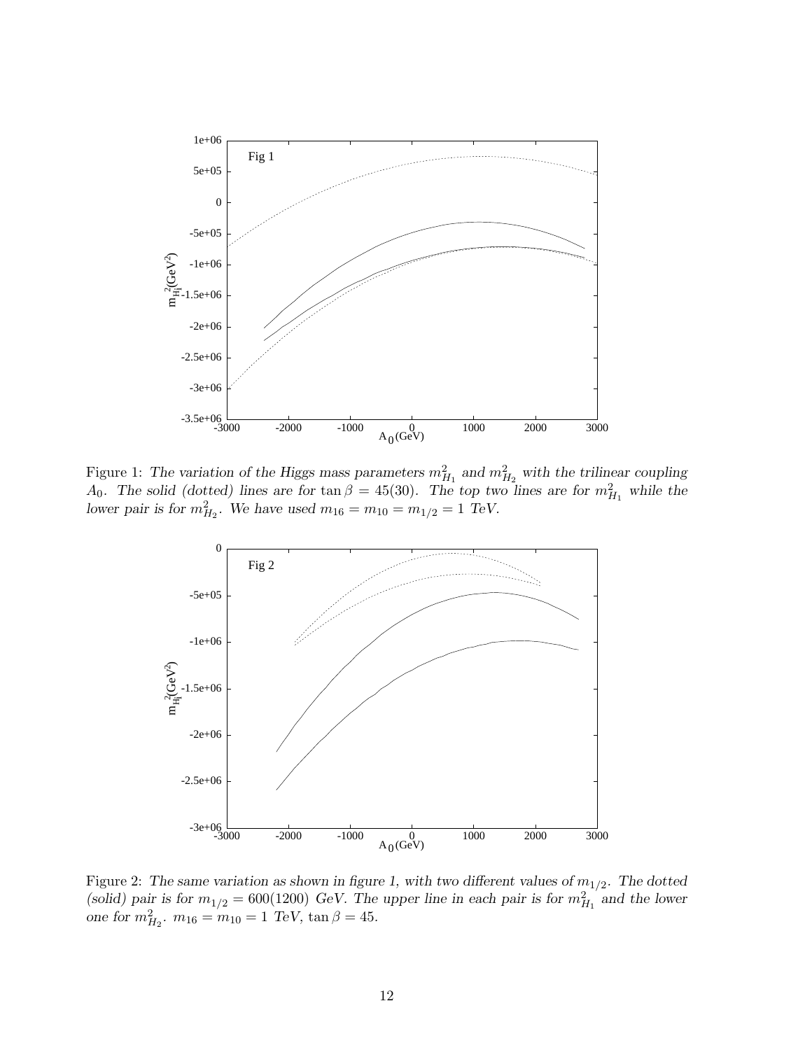Figure 1: *The variation of the Higgs mass parameters $m_{H_1}^2$ and $m_{H_2}^2$ with the trilinear coupling $A_0$. The solid (dotted) lines are for $\tan\beta = 45(30)$. The top two lines are for $m_{H_1}^2$ while the lower pair is for $m_{H_2}^2$. We have used $m_{16} = m_{10} = m_{1/2} = 1$ TeV.*

Figure 2: *The same variation as shown in figure 1, with two different values of $m_{1/2}$. The dotted (solid) pair is for $m_{1/2} = 600(1200)$ GeV. The upper line in each pair is for $m_{H_1}^2$ and the lower one for $m_{H_2}^2$. $m_{16} = m_{10} = 1$ TeV, $\tan\beta = 45$.*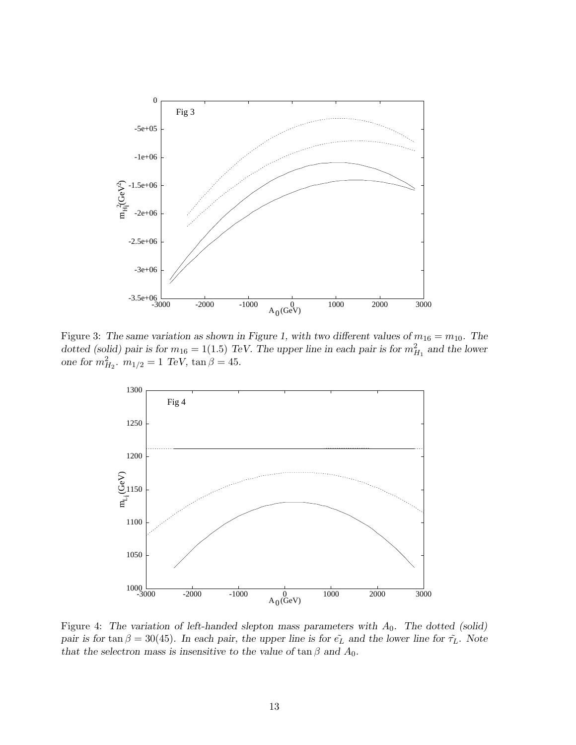Figure 3: *The same variation as shown in Figure 1, with two different values of $m_{16} = m_{10}$. The dotted (solid) pair is for $m_{16} = 1(1.5)$ TeV. The upper line in each pair is for $m^2_{H_1}$ and the lower one for $m^2_{H_2}$. $m_{1/2} = 1$ TeV, $\tan\beta = 45$.*

Figure 4: *The variation of left-handed slepton mass parameters with $A_0$. The dotted (solid) pair is for $\tan\beta = 30(45)$. In each pair, the upper line is for $\tilde{e_L}$ and the lower line for $\tilde{\tau}_L$. Note that the selectron mass is insensitive to the value of $\tan\beta$ and $A_0$.*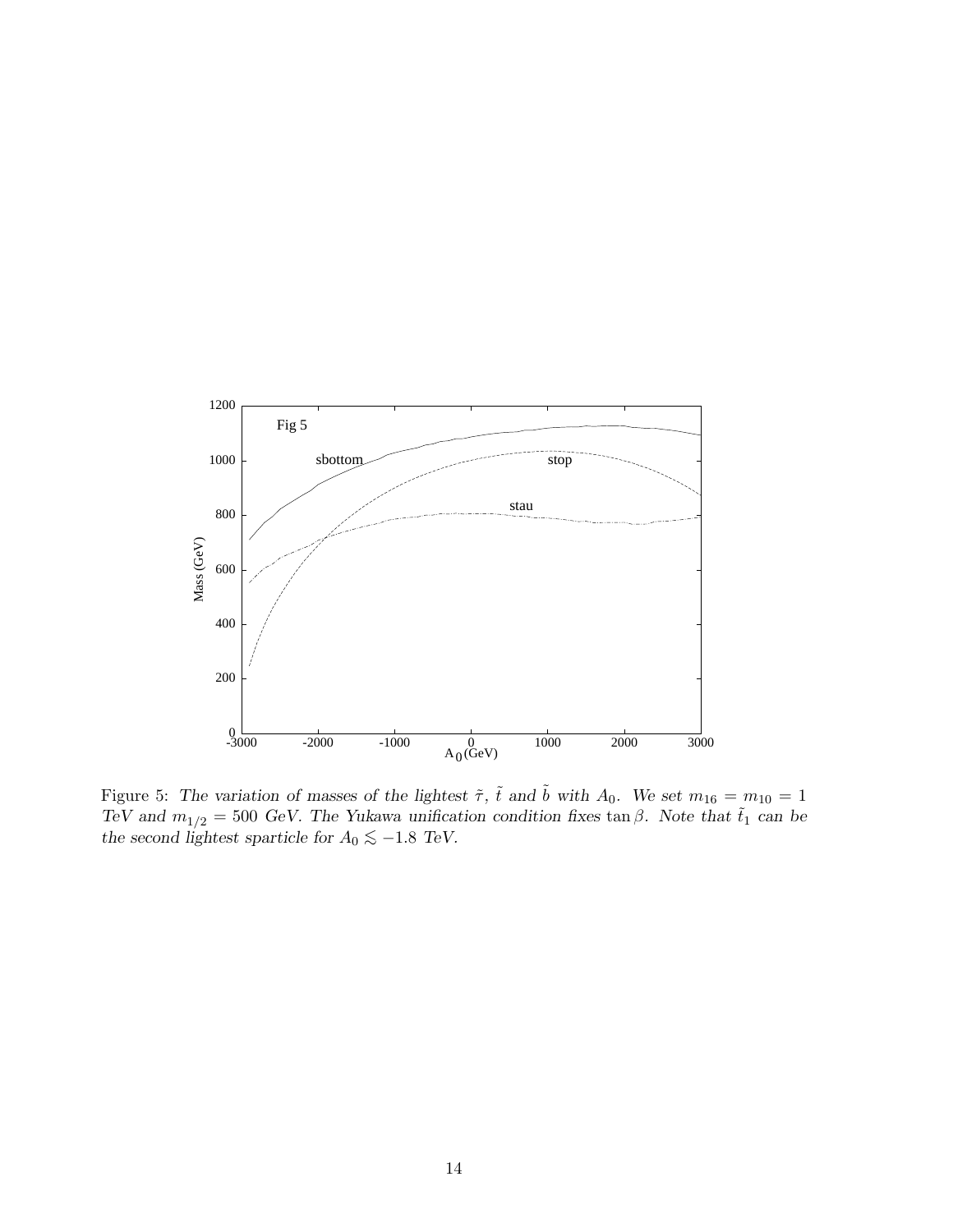Figure 5: *The variation of masses of the lightest $\tilde{\tau}$, $\tilde{t}$ and $\tilde{b}$ with $A_0$. We set $m_{16} = m_{10} = 1$ TeV and $m_{1/2} = 500$ GeV. The Yukawa unification condition fixes $\tan\beta$. Note that $\tilde{t}_1$ can be the second lightest sparticle for $A_0 \lesssim -1.8$ TeV.*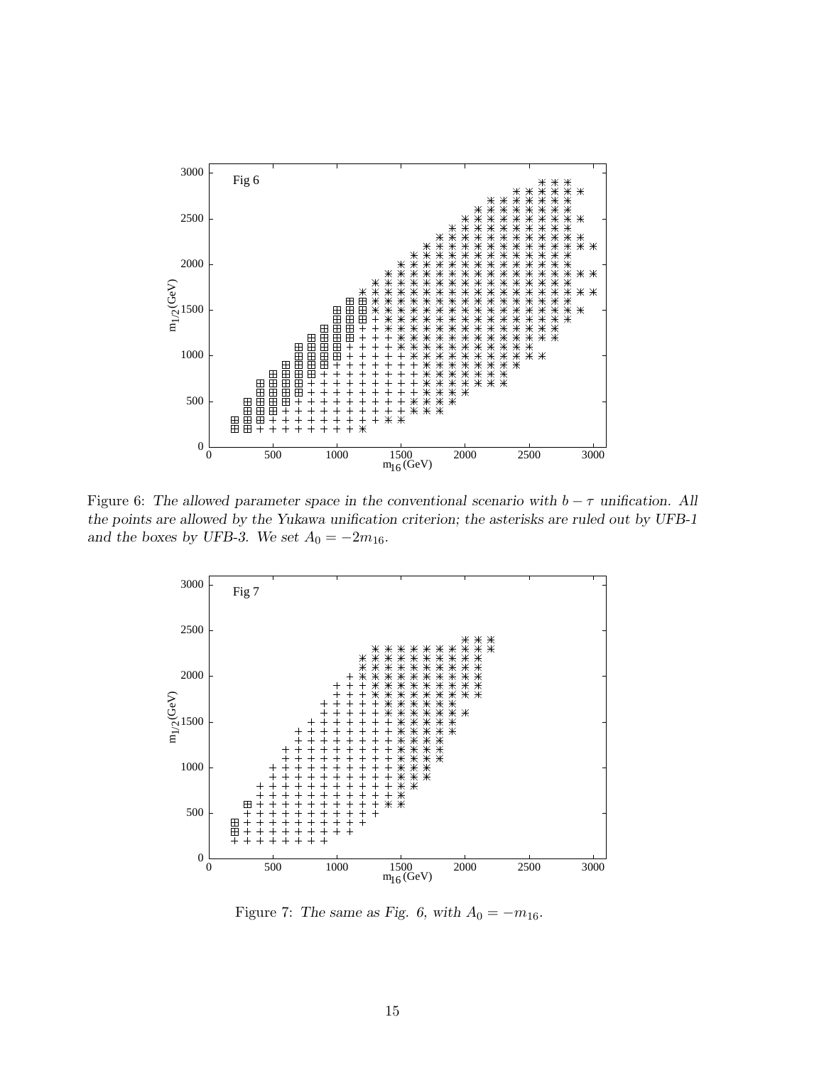Figure 6: *The allowed parameter space in the conventional scenario with $b - \tau$ unification. All the points are allowed by the Yukawa unification criterion; the asterisks are ruled out by UFB-1 and the boxes by UFB-3. We set $A_0 = -2m_{16}$.*

Figure 7: *The same as Fig. 6, with $A_0 = -m_{16}$.*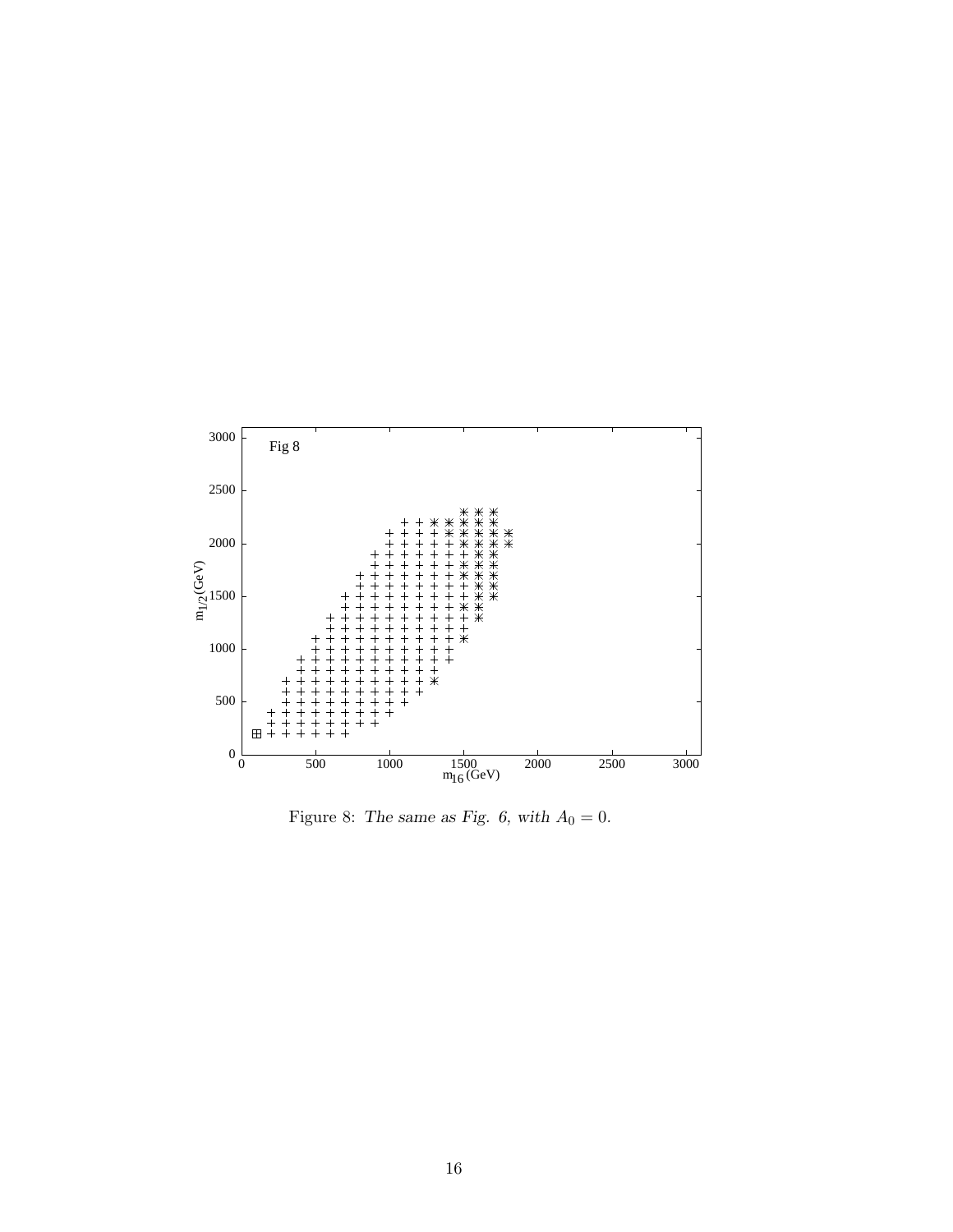Figure 8: *The same as Fig. 6, with $A_0 = 0$.*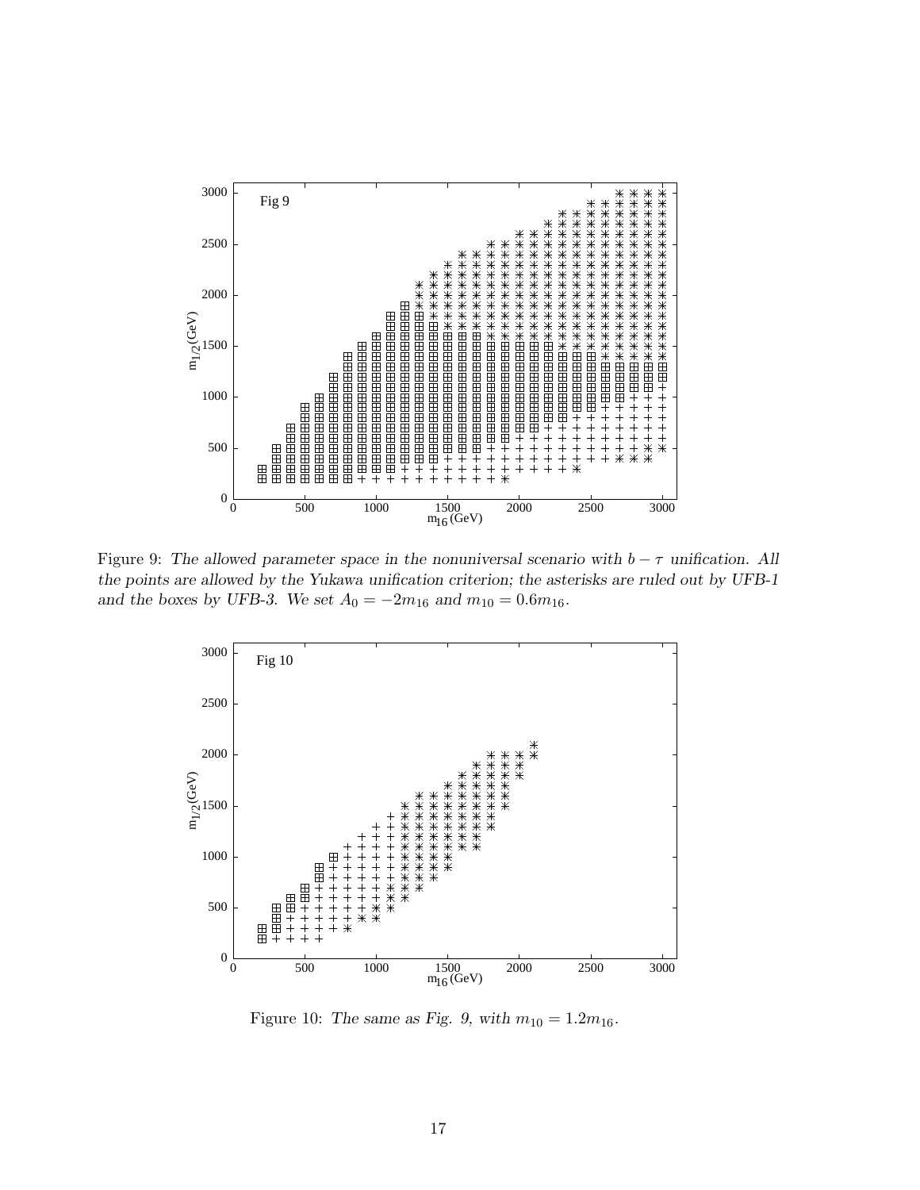Figure 9: *The allowed parameter space in the nonuniversal scenario with $b-\tau$ unification. All the points are allowed by the Yukawa unification criterion; the asterisks are ruled out by UFB-1 and the boxes by UFB-3. We set $A_0 = -2m_{16}$ and $m_{10} = 0.6m_{16}$.*

Figure 10: *The same as Fig. 9, with $m_{10} = 1.2m_{16}$.*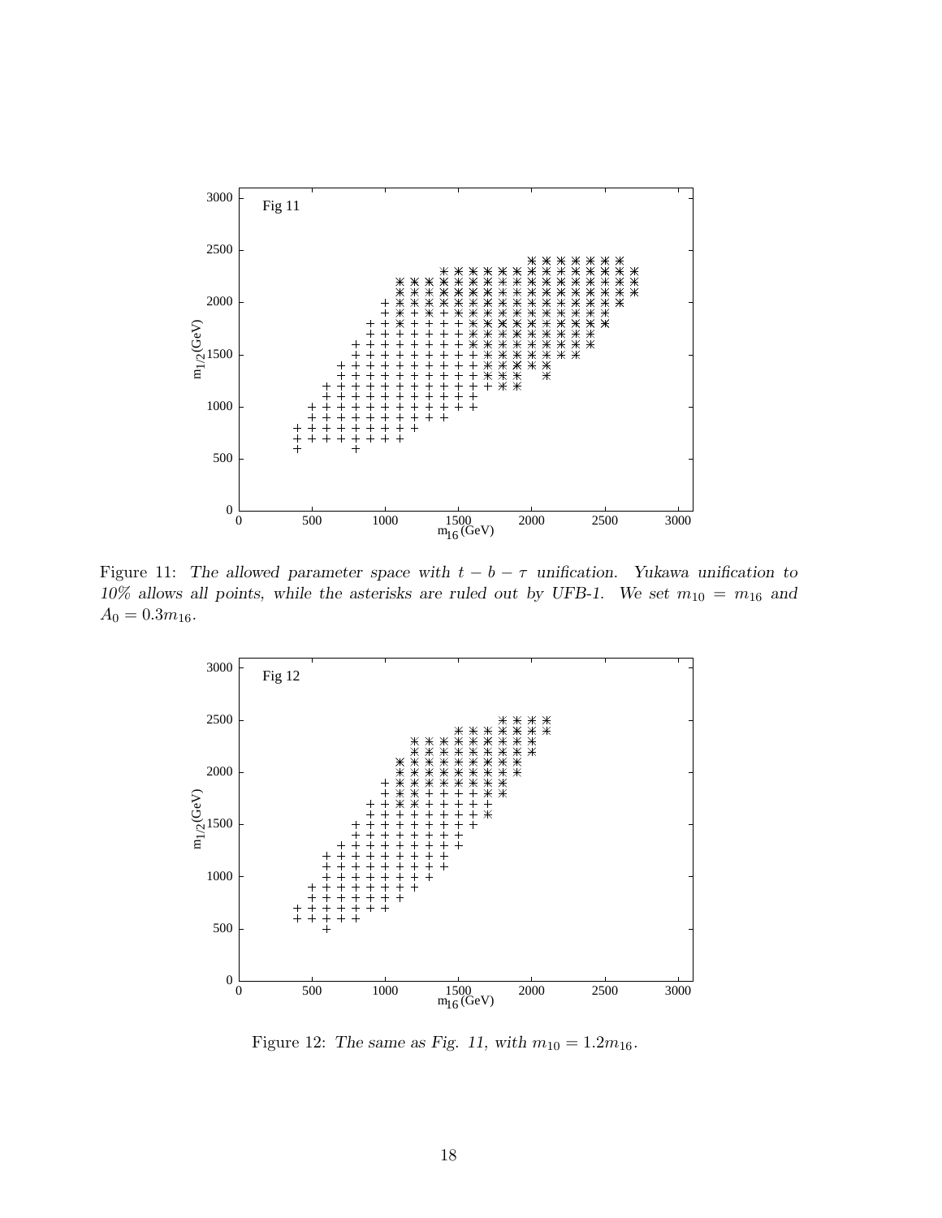Fig 11

3000
2500
2000
1500
1000
500
0

m$_{1/2}$(GeV)

0
500
1000
1500
2000
2500
3000

m$_{16}$(GeV)

Figure 11: *The allowed parameter space with $t - b - \tau$ unification. Yukawa unification to 10% allows all points, while the asterisks are ruled out by UFB-1. We set $m_{10} = m_{16}$ and $A_0 = 0.3 m_{16}$.*

Fig 12

3000
2500
2000
1500
1000
500
0

m$_{1/2}$(GeV)

0
500
1000
1500
2000
2500
3000

m$_{16}$(GeV)

Figure 12: *The same as Fig. 11, with $m_{10} = 1.2 m_{16}$.*